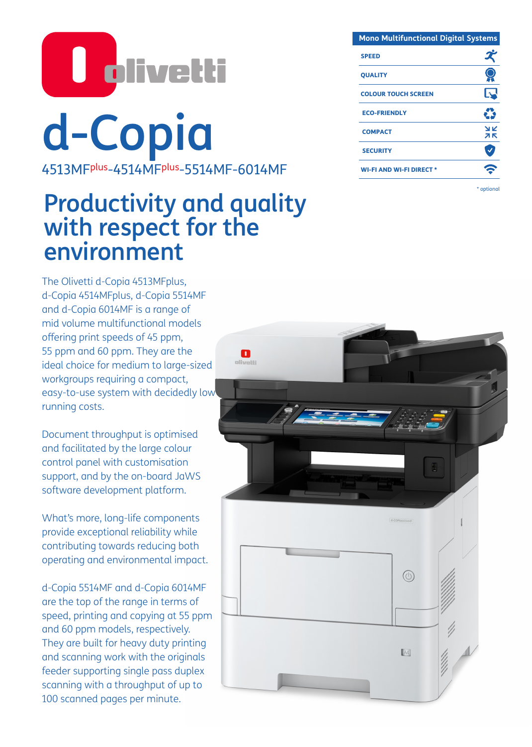# d-Copia

4513MFplus-4514MFplus-5514MF-6014MF

**Mono Multifunctional Digital Systems**

- SPEED
- QUALITY
- COLOUR TOUCH SCREEN
- ECO-FRIENDLY
- COMPACT
- SECURITY
- WI-FI AND WI-FI DIRECT *

* optional

## Productivity and quality with respect for the environment

The Olivetti d-Copia 4513MFplus, d-Copia 4514MFplus, d-Copia 5514MF and d-Copia 6014MF is a range of mid volume multifunctional models offering print speeds of 45 ppm, 55 ppm and 60 ppm. They are the ideal choice for medium to large-sized workgroups requiring a compact, easy-to-use system with decidedly low running costs.

Document throughput is optimised and facilitated by the large colour control panel with customisation support, and by the on-board JaWS software development platform.

What's more, long-life components provide exceptional reliability while contributing towards reducing both operating and environmental impact.

d-Copia 5514MF and d-Copia 6014MF are the top of the range in terms of speed, printing and copying at 55 ppm and 60 ppm models, respectively. They are built for heavy duty printing and scanning work with the originals feeder supporting single pass duplex scanning with a throughput of up to 100 scanned pages per minute.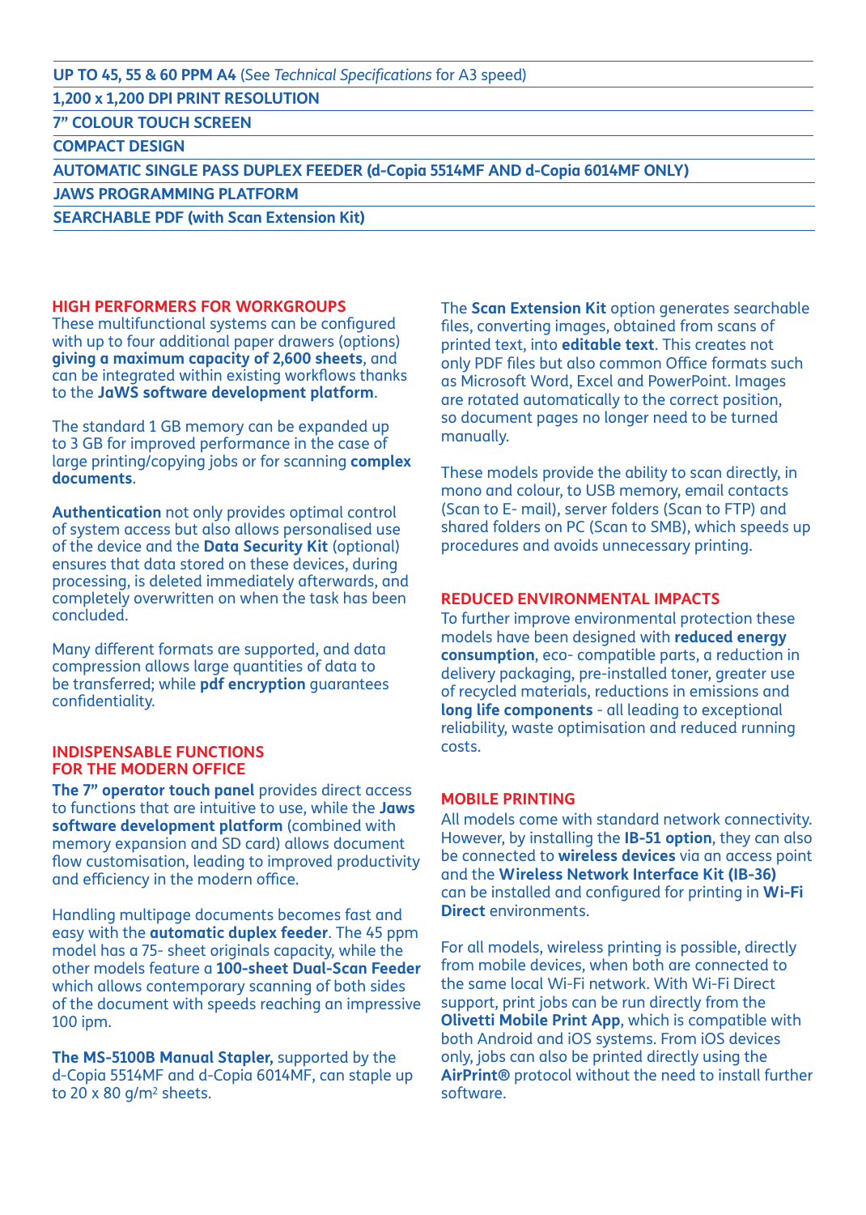**UP TO 45, 55 & 60 PPM A4** (See *Technical Specifications* for A3 speed)

**1,200 x 1,200 DPI PRINT RESOLUTION**

**7" COLOUR TOUCH SCREEN**

**COMPACT DESIGN**

**AUTOMATIC SINGLE PASS DUPLEX FEEDER (d-Copia 5514MF AND d-Copia 6014MF ONLY)**

**JAWS PROGRAMMING PLATFORM**

**SEARCHABLE PDF (with Scan Extension Kit)**

## HIGH PERFORMERS FOR WORKGROUPS

These multifunctional systems can be configured with up to four additional paper drawers (options) **giving a maximum capacity of 2,600 sheets**, and can be integrated within existing workflows thanks to the **JaWS software development platform**.

The standard 1 GB memory can be expanded up to 3 GB for improved performance in the case of large printing/copying jobs or for scanning **complex documents**.

**Authentication** not only provides optimal control of system access but also allows personalised use of the device and the **Data Security Kit** (optional) ensures that data stored on these devices, during processing, is deleted immediately afterwards, and completely overwritten on when the task has been concluded.

Many different formats are supported, and data compression allows large quantities of data to be transferred; while **pdf encryption** guarantees confidentiality.

## INDISPENSABLE FUNCTIONS FOR THE MODERN OFFICE

**The 7" operator touch panel** provides direct access to functions that are intuitive to use, while the **Jaws software development platform** (combined with memory expansion and SD card) allows document flow customisation, leading to improved productivity and efficiency in the modern office.

Handling multipage documents becomes fast and easy with the **automatic duplex feeder**. The 45 ppm model has a 75- sheet originals capacity, while the other models feature a **100-sheet Dual-Scan Feeder** which allows contemporary scanning of both sides of the document with speeds reaching an impressive 100 ipm.

**The MS-5100B Manual Stapler,** supported by the d-Copia 5514MF and d-Copia 6014MF, can staple up to 20 x 80 g/m² sheets.

The **Scan Extension Kit** option generates searchable files, converting images, obtained from scans of printed text, into **editable text**. This creates not only PDF files but also common Office formats such as Microsoft Word, Excel and PowerPoint. Images are rotated automatically to the correct position, so document pages no longer need to be turned manually.

These models provide the ability to scan directly, in mono and colour, to USB memory, email contacts (Scan to E- mail), server folders (Scan to FTP) and shared folders on PC (Scan to SMB), which speeds up procedures and avoids unnecessary printing.

## REDUCED ENVIRONMENTAL IMPACTS

To further improve environmental protection these models have been designed with **reduced energy consumption**, eco- compatible parts, a reduction in delivery packaging, pre-installed toner, greater use of recycled materials, reductions in emissions and **long life components** - all leading to exceptional reliability, waste optimisation and reduced running costs.

## MOBILE PRINTING

All models come with standard network connectivity. However, by installing the **IB-51 option**, they can also be connected to **wireless devices** via an access point and the **Wireless Network Interface Kit (IB-36)** can be installed and configured for printing in **Wi-Fi Direct** environments.

For all models, wireless printing is possible, directly from mobile devices, when both are connected to the same local Wi-Fi network. With Wi-Fi Direct support, print jobs can be run directly from the **Olivetti Mobile Print App**, which is compatible with both Android and iOS systems. From iOS devices only, jobs can also be printed directly using the **AirPrint®** protocol without the need to install further software.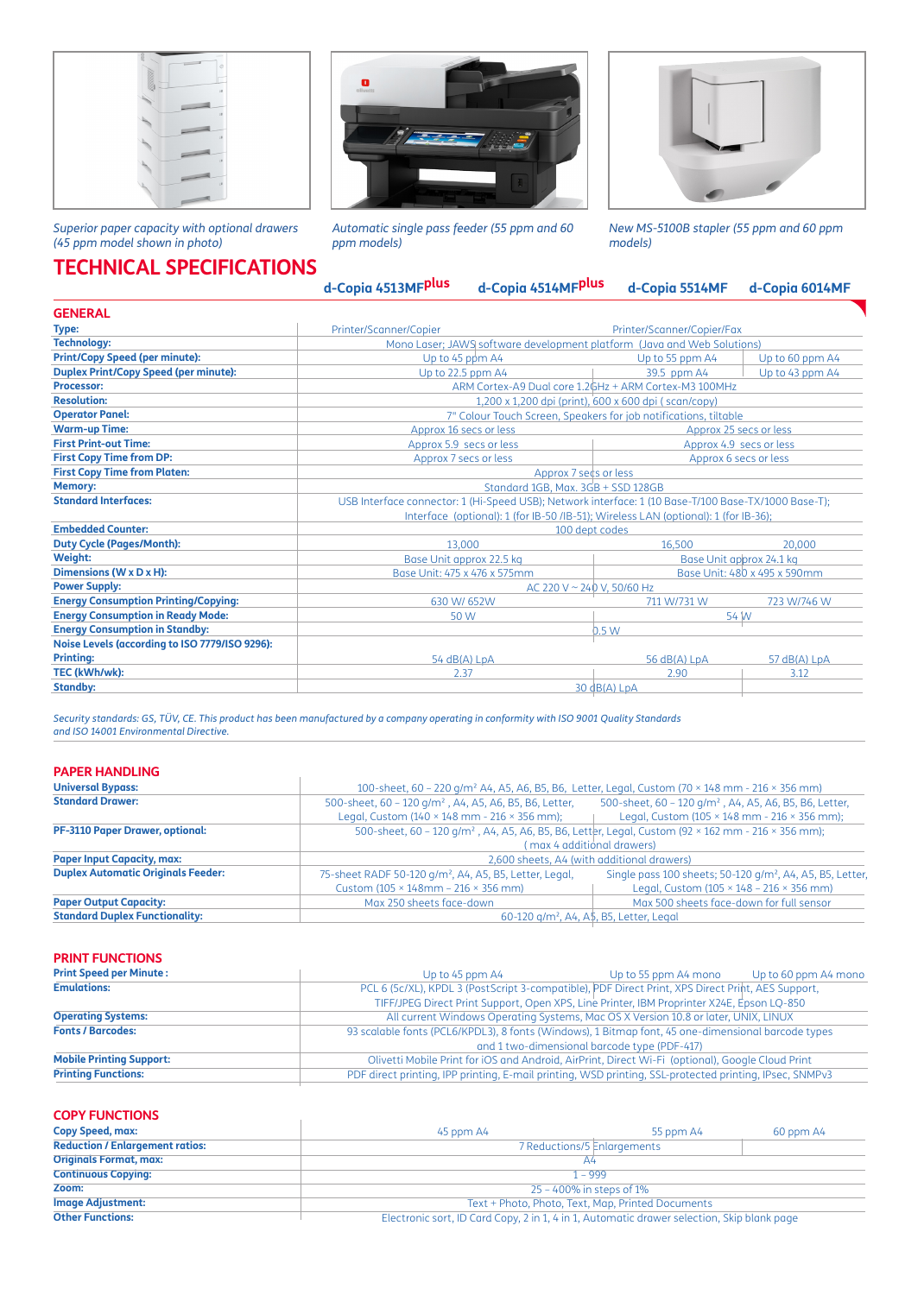*Superior paper capacity with optional drawers (45 ppm model shown in photo)*

*Automatic single pass feeder (55 ppm and 60 ppm models)*

*New MS-5100B stapler (55 ppm and 60 ppm models)*

# TECHNICAL SPECIFICATIONS

## GENERAL

| | d-Copia 4513MFplus | d-Copia 4514MFplus | d-Copia 5514MF | d-Copia 6014MF |
|---|---|---|---|---|
| **Type:** | Printer/Scanner/Copier | | Printer/Scanner/Copier/Fax | |
| **Technology:** | Mono Laser; JAWS software development platform (Java and Web Solutions) | | | |
| **Print/Copy Speed (per minute):** | Up to 45 ppm A4 | | Up to 55 ppm A4 | Up to 60 ppm A4 |
| **Duplex Print/Copy Speed (per minute):** | Up to 22.5 ppm A4 | | 39.5 ppm A4 | Up to 43 ppm A4 |
| **Processor:** | ARM Cortex-A9 Dual core 1.2GHz + ARM Cortex-M3 100MHz | | | |
| **Resolution:** | 1,200 x 1,200 dpi (print), 600 x 600 dpi ( scan/copy) | | | |
| **Operator Panel:** | 7" Colour Touch Screen, Speakers for job notifications, tiltable | | | |
| **Warm-up Time:** | Approx 16 secs or less | | Approx 25 secs or less | |
| **First Print-out Time:** | Approx 5.9 secs or less | | Approx 4.9 secs or less | |
| **First Copy Time from DP:** | Approx 7 secs or less | | Approx 6 secs or less | |
| **First Copy Time from Platen:** | Approx 7 secs or less | | | |
| **Memory:** | Standard 1GB, Max. 3GB + SSD 128GB | | | |
| **Standard Interfaces:** | USB Interface connector: 1 (Hi-Speed USB); Network interface: 1 (10 Base-T/100 Base-TX/1000 Base-T); Interface (optional): 1 (for IB-50 /IB-51); Wireless LAN (optional): 1 (for IB-36); | | | |
| **Embedded Counter:** | 100 dept codes | | | |
| **Duty Cycle (Pages/Month):** | 13,000 | | 16,500 | 20,000 |
| **Weight:** | Base Unit approx 22.5 kg | | Base Unit approx 24.1 kg | |
| **Dimensions (W x D x H):** | Base Unit: 475 x 476 x 575mm | | Base Unit: 480 x 495 x 590mm | |
| **Power Supply:** | AC 220 V ~ 240 V, 50/60 Hz | | | |
| **Energy Consumption Printing/Copying:** | 630 W/ 652W | | 711 W/731 W | 723 W/746 W |
| **Energy Consumption in Ready Mode:** | 50 W | | 54 W | |
| **Energy Consumption in Standby:** | 0.5 W | | | |
| **Noise Levels (according to ISO 7779/ISO 9296):** | | | | |
| **Printing:** | 54 dB(A) LpA | | 56 dB(A) LpA | 57 dB(A) LpA |
| **TEC (kWh/wk):** | 2.37 | | 2.90 | 3.12 |
| **Standby:** | 30 dB(A) LpA | | | |

*Security standards: GS, TÜV, CE. This product has been manufactured by a company operating in conformity with ISO 9001 Quality Standards and ISO 14001 Environmental Directive.*

## PAPER HANDLING

| | d-Copia 4513MFplus / 4514MFplus | d-Copia 5514MF / 6014MF |
|---|---|---|
| **Universal Bypass:** | 100-sheet, 60 – 220 g/m² A4, A5, A6, B5, B6, Letter, Legal, Custom (70 × 148 mm - 216 × 356 mm) | |
| **Standard Drawer:** | 500-sheet, 60 – 120 g/m², A4, A5, A6, B5, B6, Letter, Legal, Custom (140 × 148 mm - 216 × 356 mm); | 500-sheet, 60 – 120 g/m², A4, A5, A6, B5, B6, Letter, Legal, Custom (105 × 148 mm - 216 × 356 mm); |
| **PF-3110 Paper Drawer, optional:** | 500-sheet, 60 – 120 g/m², A4, A5, A6, B5, B6, Letter, Legal, Custom (92 × 162 mm - 216 × 356 mm); (max 4 additional drawers) | |
| **Paper Input Capacity, max:** | 2,600 sheets, A4 (with additional drawers) | |
| **Duplex Automatic Originals Feeder:** | 75-sheet RADF 50-120 g/m², A4, A5, B5, Letter, Legal, Custom (105 × 148mm – 216 × 356 mm) | Single pass 100 sheets; 50-120 g/m², A4, A5, B5, Letter, Legal, Custom (105 × 148 – 216 × 356 mm) |
| **Paper Output Capacity:** | Max 250 sheets face-down | Max 500 sheets face-down for full sensor |
| **Standard Duplex Functionality:** | 60-120 g/m², A4, A5, B5, Letter, Legal | |

## PRINT FUNCTIONS

| | d-Copia 4513MFplus / 4514MFplus | d-Copia 5514MF | d-Copia 6014MF |
|---|---|---|---|
| **Print Speed per Minute :** | Up to 45 ppm A4 | Up to 55 ppm A4 mono | Up to 60 ppm A4 mono |
| **Emulations:** | PCL 6 (5c/XL), KPDL 3 (PostScript 3-compatible), PDF Direct Print, XPS Direct Print, AES Support, TIFF/JPEG Direct Print Support, Open XPS, Line Printer, IBM Proprinter X24E, Epson LQ-850 | | |
| **Operating Systems:** | All current Windows Operating Systems, Mac OS X Version 10.8 or later, UNIX, LINUX | | |
| **Fonts / Barcodes:** | 93 scalable fonts (PCL6/KPDL3), 8 fonts (Windows), 1 Bitmap font, 45 one-dimensional barcode types and 1 two-dimensional barcode type (PDF-417) | | |
| **Mobile Printing Support:** | Olivetti Mobile Print for iOS and Android, AirPrint, Direct Wi-Fi (optional), Google Cloud Print | | |
| **Printing Functions:** | PDF direct printing, IPP printing, E-mail printing, WSD printing, SSL-protected printing, IPsec, SNMPv3 | | |

## COPY FUNCTIONS

| | d-Copia 4513MFplus / 4514MFplus | d-Copia 5514MF | d-Copia 6014MF |
|---|---|---|---|
| **Copy Speed, max:** | 45 ppm A4 | 55 ppm A4 | 60 ppm A4 |
| **Reduction / Enlargement ratios:** | 7 Reductions/5 Enlargements | | |
| **Originals Format, max:** | A4 | | |
| **Continuous Copying:** | 1 – 999 | | |
| **Zoom:** | 25 – 400% in steps of 1% | | |
| **Image Adjustment:** | Text + Photo, Photo, Text, Map, Printed Documents | | |
| **Other Functions:** | Electronic sort, ID Card Copy, 2 in 1, 4 in 1, Automatic drawer selection, Skip blank page | | |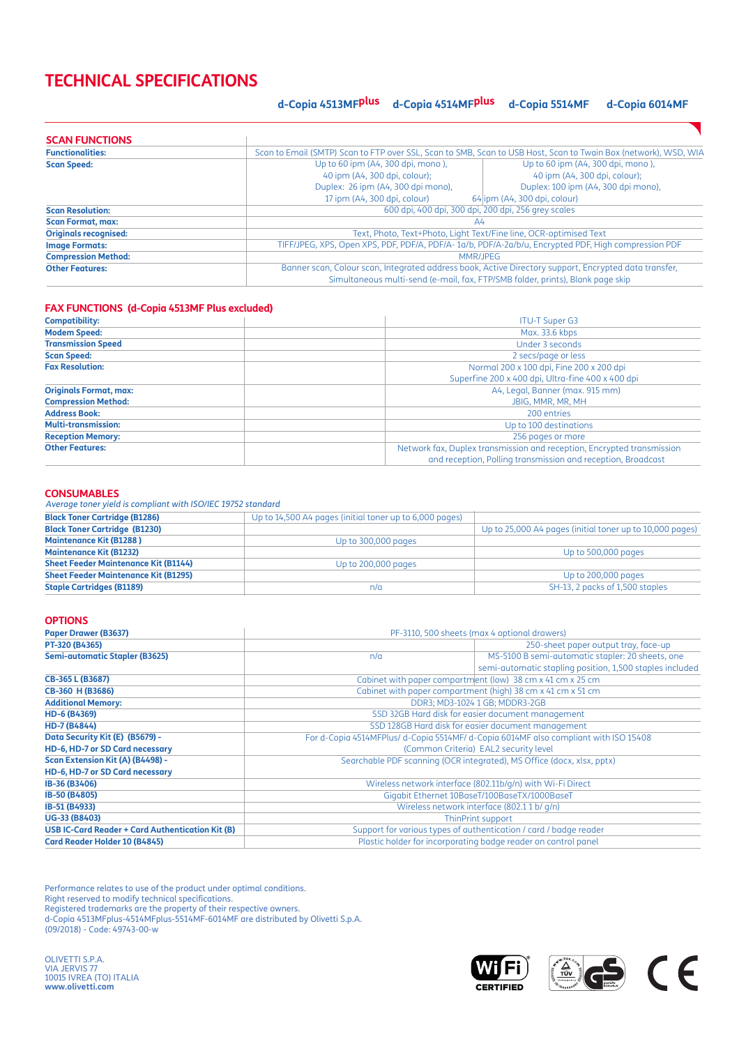# TECHNICAL SPECIFICATIONS

| | d-Copia 4513MF^plus | d-Copia 4514MF^plus | d-Copia 5514MF | d-Copia 6014MF |
|---|---|---|---|---|

## SCAN FUNCTIONS

| | | |
|---|---|---|
| **Functionalities:** | Scan to Email (SMTP) Scan to FTP over SSL, Scan to SMB, Scan to USB Host, Scan to Twain Box (network), WSD, WIA | |
| **Scan Speed:** | Up to 60 ipm (A4, 300 dpi, mono ), 40 ipm (A4, 300 dpi, colour); Duplex: 26 ipm (A4, 300 dpi mono), 17 ipm (A4, 300 dpi, colour) | Up to 60 ipm (A4, 300 dpi, mono ), 40 ipm (A4, 300 dpi, colour); Duplex: 100 ipm (A4, 300 dpi mono), 64 ipm (A4, 300 dpi, colour) |
| **Scan Resolution:** | 600 dpi, 400 dpi, 300 dpi, 200 dpi, 256 grey scales | |
| **Scan Format, max:** | A4 | |
| **Originals recognised:** | Text, Photo, Text+Photo, Light Text/Fine line, OCR-optimised Text | |
| **Image Formats:** | TIFF/JPEG, XPS, Open XPS, PDF, PDF/A, PDF/A- 1a/b, PDF/A-2a/b/u, Encrypted PDF, High compression PDF | |
| **Compression Method:** | MMR/JPEG | |
| **Other Features:** | Banner scan, Colour scan, Integrated address book, Active Directory support, Encrypted data transfer, Simultaneous multi-send (e-mail, fax, FTP/SMB folder, prints), Blank page skip | |

## FAX FUNCTIONS (d-Copia 4513MF Plus excluded)

| | | |
|---|---|---|
| **Compatibility:** | | ITU-T Super G3 |
| **Modem Speed:** | | Max. 33.6 kbps |
| **Transmission Speed** | | Under 3 seconds |
| **Scan Speed:** | | 2 secs/page or less |
| **Fax Resolution:** | | Normal 200 x 100 dpi, Fine 200 x 200 dpi Superfine 200 x 400 dpi, Ultra-fine 400 x 400 dpi |
| **Originals Format, max:** | | A4, Legal, Banner (max. 915 mm) |
| **Compression Method:** | | JBIG, MMR, MR, MH |
| **Address Book:** | | 200 entries |
| **Multi-transmission:** | | Up to 100 destinations |
| **Reception Memory:** | | 256 pages or more |
| **Other Features:** | | Network fax, Duplex transmission and reception, Encrypted transmission and reception, Polling transmission and reception, Broadcast |

## CONSUMABLES

*Average toner yield is compliant with ISO/IEC 19752 standard*

| | | |
|---|---|---|
| **Black Toner Cartridge (B1286)** | Up to 14,500 A4 pages (initial toner up to 6,000 pages) | |
| **Black Toner Cartridge (B1230)** | | Up to 25,000 A4 pages (initial toner up to 10,000 pages) |
| **Maintenance Kit (B1288 )** | Up to 300,000 pages | |
| **Maintenance Kit (B1232)** | | Up to 500,000 pages |
| **Sheet Feeder Maintenance Kit (B1144)** | Up to 200,000 pages | |
| **Sheet Feeder Maintenance Kit (B1295)** | | Up to 200,000 pages |
| **Staple Cartridges (B1189)** | n/a | SH-13, 2 packs of 1,500 staples |

## OPTIONS

| | | |
|---|---|---|
| **Paper Drawer (B3637)** | PF-3110, 500 sheets (max 4 optional drawers) | |
| **PT-320 (B4365)** | | 250-sheet paper output tray, face-up |
| **Semi-automatic Stapler (B3625)** | n/a | MS-5100 B semi-automatic stapler: 20 sheets, one semi-automatic stapling position, 1,500 staples included |
| **CB-365 L (B3687)** | Cabinet with paper compartment (low) 38 cm x 41 cm x 25 cm | |
| **CB-360 H (B3686)** | Cabinet with paper compartment (high) 38 cm x 41 cm x 51 cm | |
| **Additional Memory:** | DDR3; MD3-1024 1 GB; MDDR3-2GB | |
| **HD-6 (B4369)** | SSD 32GB Hard disk for easier document management | |
| **HD-7 (B4844)** | SSD 128GB Hard disk for easier document management | |
| **Data Security Kit (E) (B5679) - HD-6, HD-7 or SD Card necessary** | For d-Copia 4514MFPlus/ d-Copia 5514MF/ d-Copia 6014MF also compliant with ISO 15408 (Common Criteria) EAL2 security level | |
| **Scan Extension Kit (A) (B4498) - HD-6, HD-7 or SD Card necessary** | Searchable PDF scanning (OCR integrated), MS Office (docx, xlsx, pptx) | |
| **IB-36 (B3406)** | Wireless network interface (802.11b/g/n) with Wi-Fi Direct | |
| **IB-50 (B4805)** | Gigabit Ethernet 10BaseT/100BaseTX/1000BaseT | |
| **IB-51 (B4933)** | Wireless network interface (802.1 1 b/ g/n) | |
| **UG-33 (B8403)** | ThinPrint support | |
| **USB IC-Card Reader + Card Authentication Kit (B)** | Support for various types of authentication / card / badge reader | |
| **Card Reader Holder 10 (B4845)** | Plastic holder for incorporating badge reader on control panel | |

Performance relates to use of the product under optimal conditions.
Right reserved to modify technical specifications.
Registered trademarks are the property of their respective owners.
d-Copia 4513MFplus-4514MFplus-5514MF-6014MF are distributed by Olivetti S.p.A.
(09/2018) - Code: 49743-00-w

OLIVETTI S.P.A.
VIA JERVIS 77
10015 IVREA (TO) ITALIA
www.olivetti.com